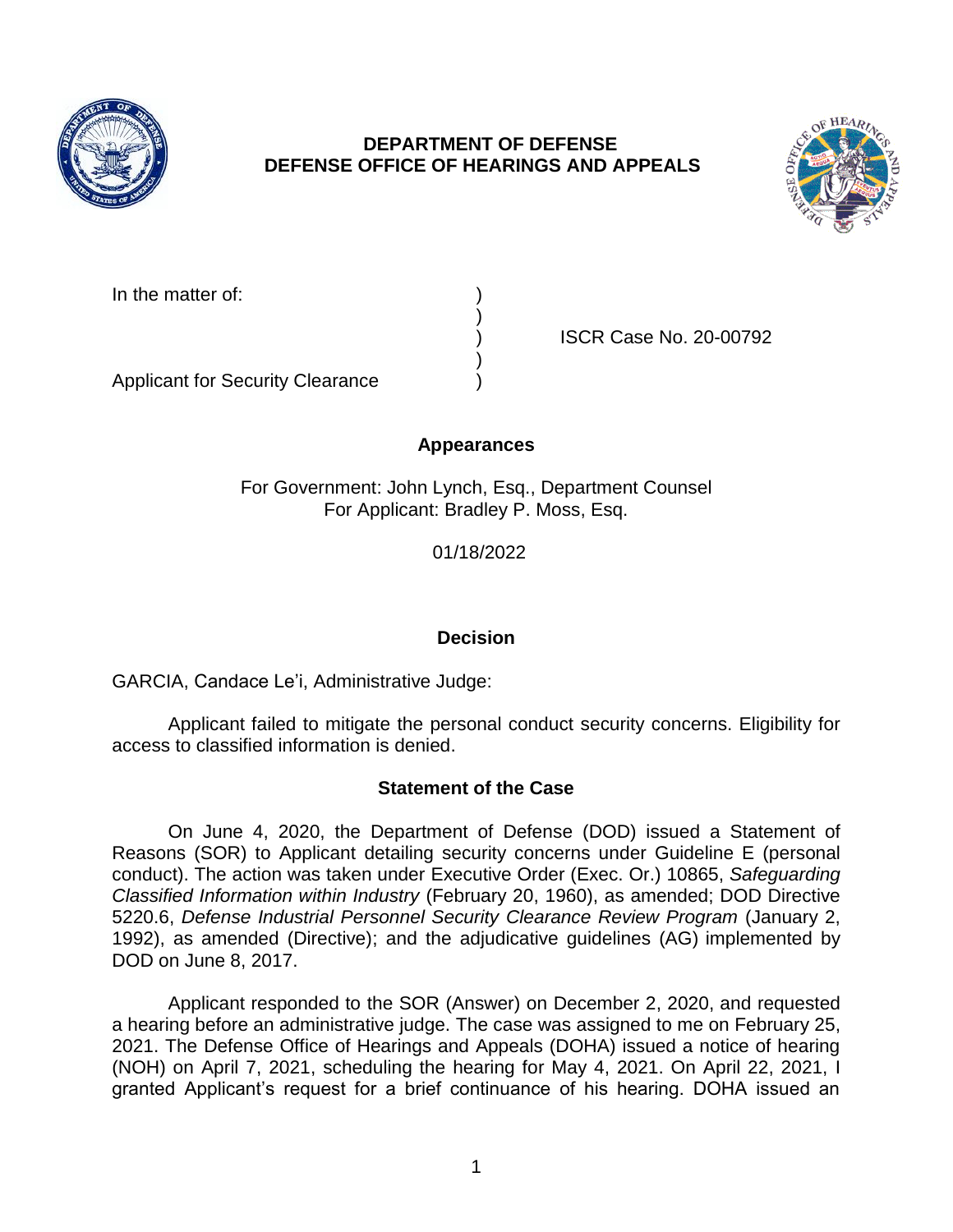**DEPARTMENT OF DEFENSE**
**DEFENSE OFFICE OF HEARINGS AND APPEALS**

In the matter of: )
)
) ISCR Case No. 20-00792
)
Applicant for Security Clearance )

## Appearances

For Government: John Lynch, Esq., Department Counsel
For Applicant: Bradley P. Moss, Esq.

01/18/2022

## Decision

GARCIA, Candace Le'i, Administrative Judge:

Applicant failed to mitigate the personal conduct security concerns. Eligibility for access to classified information is denied.

## Statement of the Case

On June 4, 2020, the Department of Defense (DOD) issued a Statement of Reasons (SOR) to Applicant detailing security concerns under Guideline E (personal conduct). The action was taken under Executive Order (Exec. Or.) 10865, *Safeguarding Classified Information within Industry* (February 20, 1960), as amended; DOD Directive 5220.6, *Defense Industrial Personnel Security Clearance Review Program* (January 2, 1992), as amended (Directive); and the adjudicative guidelines (AG) implemented by DOD on June 8, 2017.

Applicant responded to the SOR (Answer) on December 2, 2020, and requested a hearing before an administrative judge. The case was assigned to me on February 25, 2021. The Defense Office of Hearings and Appeals (DOHA) issued a notice of hearing (NOH) on April 7, 2021, scheduling the hearing for May 4, 2021. On April 22, 2021, I granted Applicant's request for a brief continuance of his hearing. DOHA issued an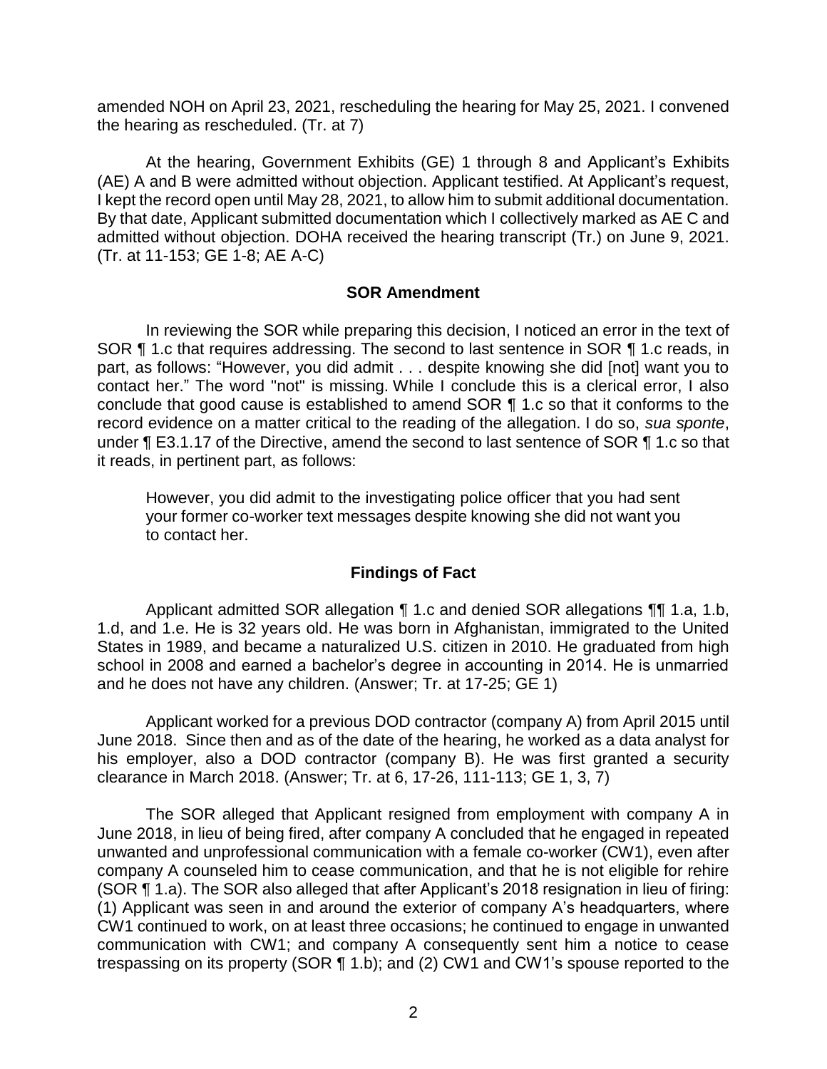amended NOH on April 23, 2021, rescheduling the hearing for May 25, 2021. I convened the hearing as rescheduled. (Tr. at 7)

At the hearing, Government Exhibits (GE) 1 through 8 and Applicant's Exhibits (AE) A and B were admitted without objection. Applicant testified. At Applicant's request, I kept the record open until May 28, 2021, to allow him to submit additional documentation. By that date, Applicant submitted documentation which I collectively marked as AE C and admitted without objection. DOHA received the hearing transcript (Tr.) on June 9, 2021. (Tr. at 11-153; GE 1-8; AE A-C)

## SOR Amendment

In reviewing the SOR while preparing this decision, I noticed an error in the text of SOR ¶ 1.c that requires addressing. The second to last sentence in SOR ¶ 1.c reads, in part, as follows: "However, you did admit . . . despite knowing she did [not] want you to contact her." The word "not" is missing. While I conclude this is a clerical error, I also conclude that good cause is established to amend SOR ¶ 1.c so that it conforms to the record evidence on a matter critical to the reading of the allegation. I do so, *sua sponte*, under ¶ E3.1.17 of the Directive, amend the second to last sentence of SOR ¶ 1.c so that it reads, in pertinent part, as follows:

> However, you did admit to the investigating police officer that you had sent your former co-worker text messages despite knowing she did not want you to contact her.

## Findings of Fact

Applicant admitted SOR allegation ¶ 1.c and denied SOR allegations ¶¶ 1.a, 1.b, 1.d, and 1.e. He is 32 years old. He was born in Afghanistan, immigrated to the United States in 1989, and became a naturalized U.S. citizen in 2010. He graduated from high school in 2008 and earned a bachelor's degree in accounting in 2014. He is unmarried and he does not have any children. (Answer; Tr. at 17-25; GE 1)

Applicant worked for a previous DOD contractor (company A) from April 2015 until June 2018. Since then and as of the date of the hearing, he worked as a data analyst for his employer, also a DOD contractor (company B). He was first granted a security clearance in March 2018. (Answer; Tr. at 6, 17-26, 111-113; GE 1, 3, 7)

The SOR alleged that Applicant resigned from employment with company A in June 2018, in lieu of being fired, after company A concluded that he engaged in repeated unwanted and unprofessional communication with a female co-worker (CW1), even after company A counseled him to cease communication, and that he is not eligible for rehire (SOR ¶ 1.a). The SOR also alleged that after Applicant's 2018 resignation in lieu of firing: (1) Applicant was seen in and around the exterior of company A's headquarters, where CW1 continued to work, on at least three occasions; he continued to engage in unwanted communication with CW1; and company A consequently sent him a notice to cease trespassing on its property (SOR ¶ 1.b); and (2) CW1 and CW1's spouse reported to the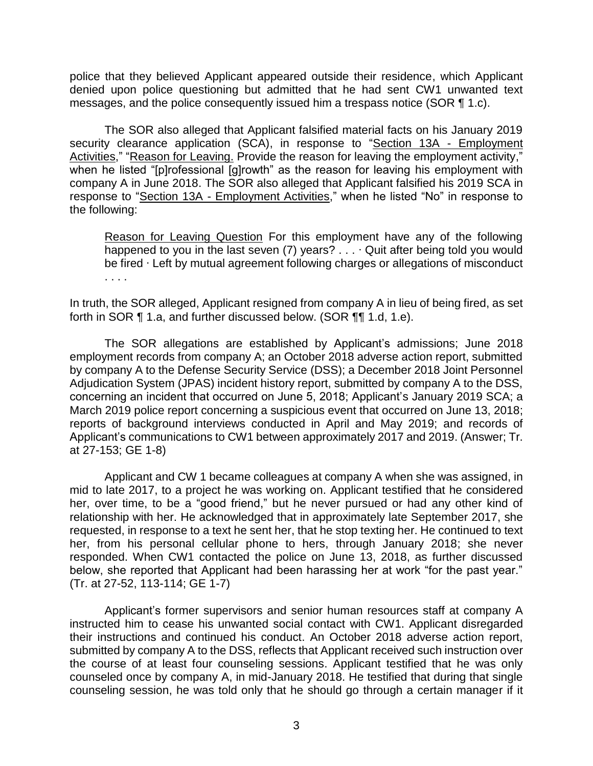police that they believed Applicant appeared outside their residence, which Applicant denied upon police questioning but admitted that he had sent CW1 unwanted text messages, and the police consequently issued him a trespass notice (SOR ¶ 1.c).

The SOR also alleged that Applicant falsified material facts on his January 2019 security clearance application (SCA), in response to "<u>Section 13A - Employment Activities</u>," "<u>Reason for Leaving.</u> Provide the reason for leaving the employment activity," when he listed "[p]rofessional [g]rowth" as the reason for leaving his employment with company A in June 2018. The SOR also alleged that Applicant falsified his 2019 SCA in response to "<u>Section 13A - Employment Activities</u>," when he listed "No" in response to the following:

> <u>Reason for Leaving Question</u> For this employment have any of the following happened to you in the last seven (7) years? . . . · Quit after being told you would be fired · Left by mutual agreement following charges or allegations of misconduct . . . .

In truth, the SOR alleged, Applicant resigned from company A in lieu of being fired, as set forth in SOR ¶ 1.a, and further discussed below. (SOR ¶¶ 1.d, 1.e).

The SOR allegations are established by Applicant's admissions; June 2018 employment records from company A; an October 2018 adverse action report, submitted by company A to the Defense Security Service (DSS); a December 2018 Joint Personnel Adjudication System (JPAS) incident history report, submitted by company A to the DSS, concerning an incident that occurred on June 5, 2018; Applicant's January 2019 SCA; a March 2019 police report concerning a suspicious event that occurred on June 13, 2018; reports of background interviews conducted in April and May 2019; and records of Applicant's communications to CW1 between approximately 2017 and 2019. (Answer; Tr. at 27-153; GE 1-8)

Applicant and CW 1 became colleagues at company A when she was assigned, in mid to late 2017, to a project he was working on. Applicant testified that he considered her, over time, to be a "good friend," but he never pursued or had any other kind of relationship with her. He acknowledged that in approximately late September 2017, she requested, in response to a text he sent her, that he stop texting her. He continued to text her, from his personal cellular phone to hers, through January 2018; she never responded. When CW1 contacted the police on June 13, 2018, as further discussed below, she reported that Applicant had been harassing her at work "for the past year." (Tr. at 27-52, 113-114; GE 1-7)

Applicant's former supervisors and senior human resources staff at company A instructed him to cease his unwanted social contact with CW1. Applicant disregarded their instructions and continued his conduct. An October 2018 adverse action report, submitted by company A to the DSS, reflects that Applicant received such instruction over the course of at least four counseling sessions. Applicant testified that he was only counseled once by company A, in mid-January 2018. He testified that during that single counseling session, he was told only that he should go through a certain manager if it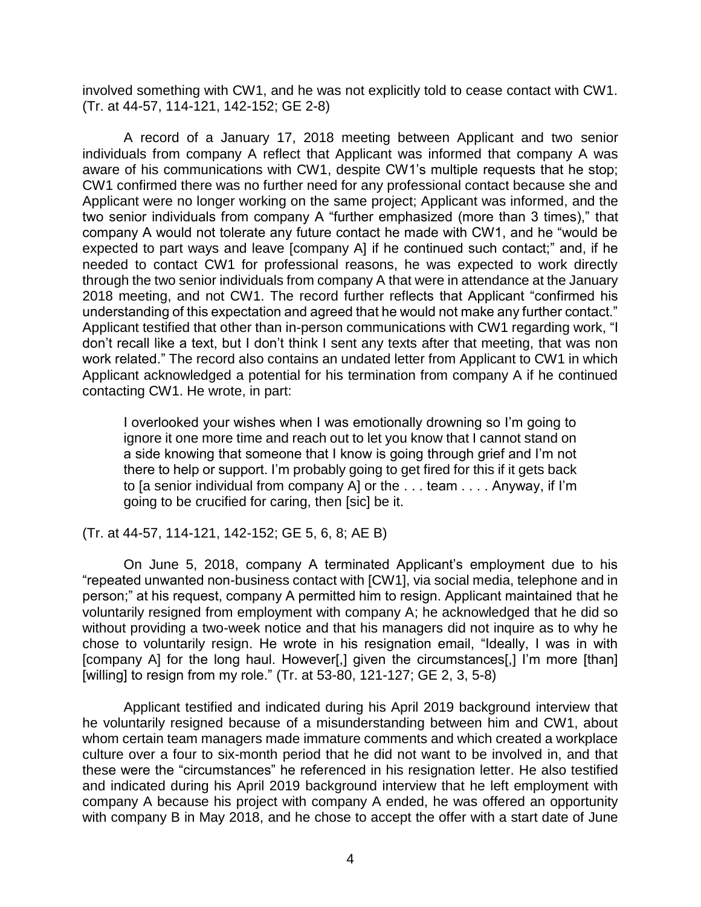involved something with CW1, and he was not explicitly told to cease contact with CW1. (Tr. at 44-57, 114-121, 142-152; GE 2-8)

A record of a January 17, 2018 meeting between Applicant and two senior individuals from company A reflect that Applicant was informed that company A was aware of his communications with CW1, despite CW1's multiple requests that he stop; CW1 confirmed there was no further need for any professional contact because she and Applicant were no longer working on the same project; Applicant was informed, and the two senior individuals from company A "further emphasized (more than 3 times)," that company A would not tolerate any future contact he made with CW1, and he "would be expected to part ways and leave [company A] if he continued such contact;" and, if he needed to contact CW1 for professional reasons, he was expected to work directly through the two senior individuals from company A that were in attendance at the January 2018 meeting, and not CW1. The record further reflects that Applicant "confirmed his understanding of this expectation and agreed that he would not make any further contact." Applicant testified that other than in-person communications with CW1 regarding work, "I don't recall like a text, but I don't think I sent any texts after that meeting, that was non work related." The record also contains an undated letter from Applicant to CW1 in which Applicant acknowledged a potential for his termination from company A if he continued contacting CW1. He wrote, in part:

> I overlooked your wishes when I was emotionally drowning so I'm going to ignore it one more time and reach out to let you know that I cannot stand on a side knowing that someone that I know is going through grief and I'm not there to help or support. I'm probably going to get fired for this if it gets back to [a senior individual from company A] or the . . . team . . . . Anyway, if I'm going to be crucified for caring, then [sic] be it.

(Tr. at 44-57, 114-121, 142-152; GE 5, 6, 8; AE B)

On June 5, 2018, company A terminated Applicant's employment due to his "repeated unwanted non-business contact with [CW1], via social media, telephone and in person;" at his request, company A permitted him to resign. Applicant maintained that he voluntarily resigned from employment with company A; he acknowledged that he did so without providing a two-week notice and that his managers did not inquire as to why he chose to voluntarily resign. He wrote in his resignation email, "Ideally, I was in with [company A] for the long haul. However[,] given the circumstances[,] I'm more [than] [willing] to resign from my role." (Tr. at 53-80, 121-127; GE 2, 3, 5-8)

Applicant testified and indicated during his April 2019 background interview that he voluntarily resigned because of a misunderstanding between him and CW1, about whom certain team managers made immature comments and which created a workplace culture over a four to six-month period that he did not want to be involved in, and that these were the "circumstances" he referenced in his resignation letter. He also testified and indicated during his April 2019 background interview that he left employment with company A because his project with company A ended, he was offered an opportunity with company B in May 2018, and he chose to accept the offer with a start date of June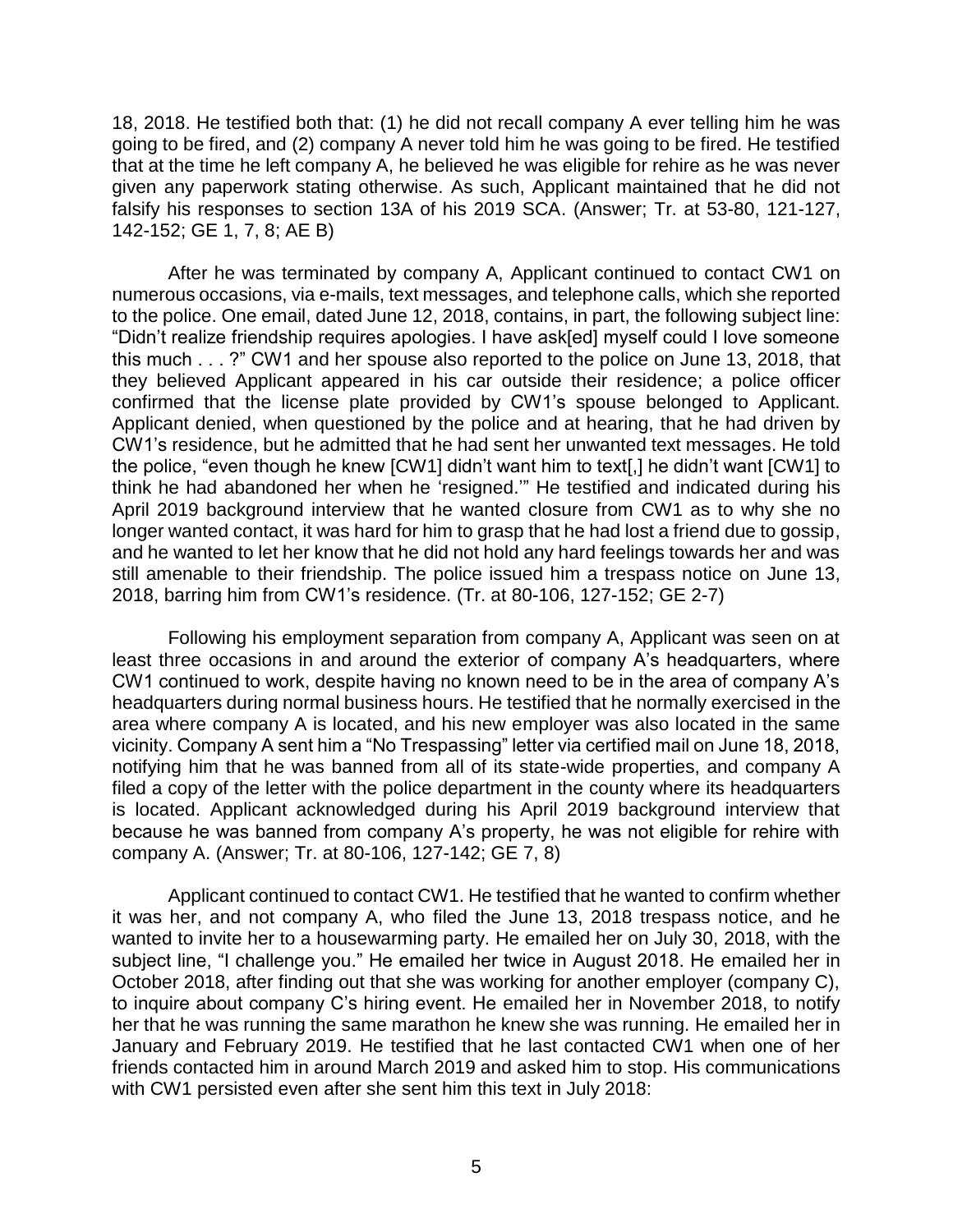18, 2018. He testified both that: (1) he did not recall company A ever telling him he was going to be fired, and (2) company A never told him he was going to be fired. He testified that at the time he left company A, he believed he was eligible for rehire as he was never given any paperwork stating otherwise. As such, Applicant maintained that he did not falsify his responses to section 13A of his 2019 SCA. (Answer; Tr. at 53-80, 121-127, 142-152; GE 1, 7, 8; AE B)

After he was terminated by company A, Applicant continued to contact CW1 on numerous occasions, via e-mails, text messages, and telephone calls, which she reported to the police. One email, dated June 12, 2018, contains, in part, the following subject line: "Didn't realize friendship requires apologies. I have ask[ed] myself could I love someone this much . . . ?" CW1 and her spouse also reported to the police on June 13, 2018, that they believed Applicant appeared in his car outside their residence; a police officer confirmed that the license plate provided by CW1's spouse belonged to Applicant. Applicant denied, when questioned by the police and at hearing, that he had driven by CW1's residence, but he admitted that he had sent her unwanted text messages. He told the police, "even though he knew [CW1] didn't want him to text[,] he didn't want [CW1] to think he had abandoned her when he 'resigned.'" He testified and indicated during his April 2019 background interview that he wanted closure from CW1 as to why she no longer wanted contact, it was hard for him to grasp that he had lost a friend due to gossip, and he wanted to let her know that he did not hold any hard feelings towards her and was still amenable to their friendship. The police issued him a trespass notice on June 13, 2018, barring him from CW1's residence. (Tr. at 80-106, 127-152; GE 2-7)

Following his employment separation from company A, Applicant was seen on at least three occasions in and around the exterior of company A's headquarters, where CW1 continued to work, despite having no known need to be in the area of company A's headquarters during normal business hours. He testified that he normally exercised in the area where company A is located, and his new employer was also located in the same vicinity. Company A sent him a "No Trespassing" letter via certified mail on June 18, 2018, notifying him that he was banned from all of its state-wide properties, and company A filed a copy of the letter with the police department in the county where its headquarters is located. Applicant acknowledged during his April 2019 background interview that because he was banned from company A's property, he was not eligible for rehire with company A. (Answer; Tr. at 80-106, 127-142; GE 7, 8)

Applicant continued to contact CW1. He testified that he wanted to confirm whether it was her, and not company A, who filed the June 13, 2018 trespass notice, and he wanted to invite her to a housewarming party. He emailed her on July 30, 2018, with the subject line, "I challenge you." He emailed her twice in August 2018. He emailed her in October 2018, after finding out that she was working for another employer (company C), to inquire about company C's hiring event. He emailed her in November 2018, to notify her that he was running the same marathon he knew she was running. He emailed her in January and February 2019. He testified that he last contacted CW1 when one of her friends contacted him in around March 2019 and asked him to stop. His communications with CW1 persisted even after she sent him this text in July 2018: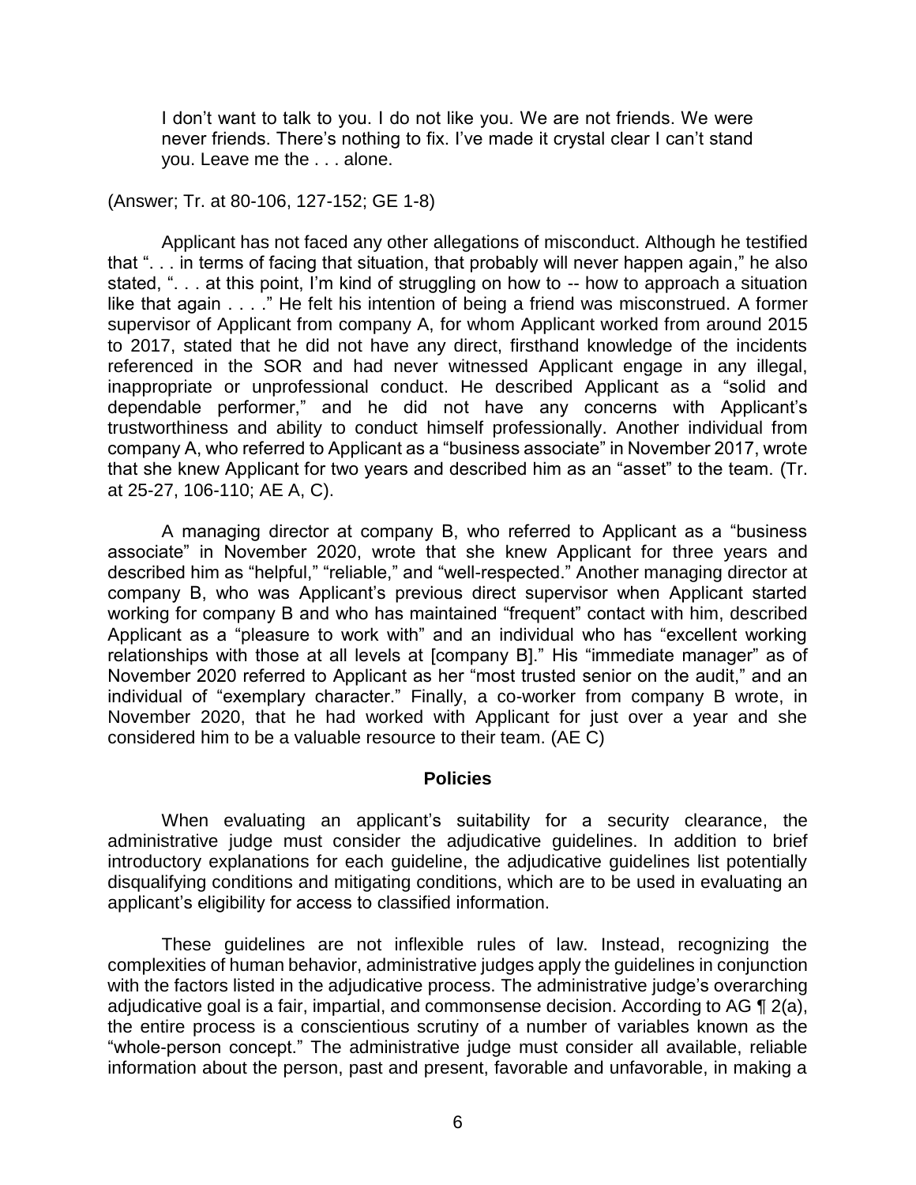> I don't want to talk to you. I do not like you. We are not friends. We were never friends. There's nothing to fix. I've made it crystal clear I can't stand you. Leave me the . . . alone.

(Answer; Tr. at 80-106, 127-152; GE 1-8)

Applicant has not faced any other allegations of misconduct. Although he testified that ". . . in terms of facing that situation, that probably will never happen again," he also stated, ". . . at this point, I'm kind of struggling on how to -- how to approach a situation like that again . . . ." He felt his intention of being a friend was misconstrued. A former supervisor of Applicant from company A, for whom Applicant worked from around 2015 to 2017, stated that he did not have any direct, firsthand knowledge of the incidents referenced in the SOR and had never witnessed Applicant engage in any illegal, inappropriate or unprofessional conduct. He described Applicant as a "solid and dependable performer," and he did not have any concerns with Applicant's trustworthiness and ability to conduct himself professionally. Another individual from company A, who referred to Applicant as a "business associate" in November 2017, wrote that she knew Applicant for two years and described him as an "asset" to the team. (Tr. at 25-27, 106-110; AE A, C).

A managing director at company B, who referred to Applicant as a "business associate" in November 2020, wrote that she knew Applicant for three years and described him as "helpful," "reliable," and "well-respected." Another managing director at company B, who was Applicant's previous direct supervisor when Applicant started working for company B and who has maintained "frequent" contact with him, described Applicant as a "pleasure to work with" and an individual who has "excellent working relationships with those at all levels at [company B]." His "immediate manager" as of November 2020 referred to Applicant as her "most trusted senior on the audit," and an individual of "exemplary character." Finally, a co-worker from company B wrote, in November 2020, that he had worked with Applicant for just over a year and she considered him to be a valuable resource to their team. (AE C)

## Policies

When evaluating an applicant's suitability for a security clearance, the administrative judge must consider the adjudicative guidelines. In addition to brief introductory explanations for each guideline, the adjudicative guidelines list potentially disqualifying conditions and mitigating conditions, which are to be used in evaluating an applicant's eligibility for access to classified information.

These guidelines are not inflexible rules of law. Instead, recognizing the complexities of human behavior, administrative judges apply the guidelines in conjunction with the factors listed in the adjudicative process. The administrative judge's overarching adjudicative goal is a fair, impartial, and commonsense decision. According to AG ¶ 2(a), the entire process is a conscientious scrutiny of a number of variables known as the "whole-person concept." The administrative judge must consider all available, reliable information about the person, past and present, favorable and unfavorable, in making a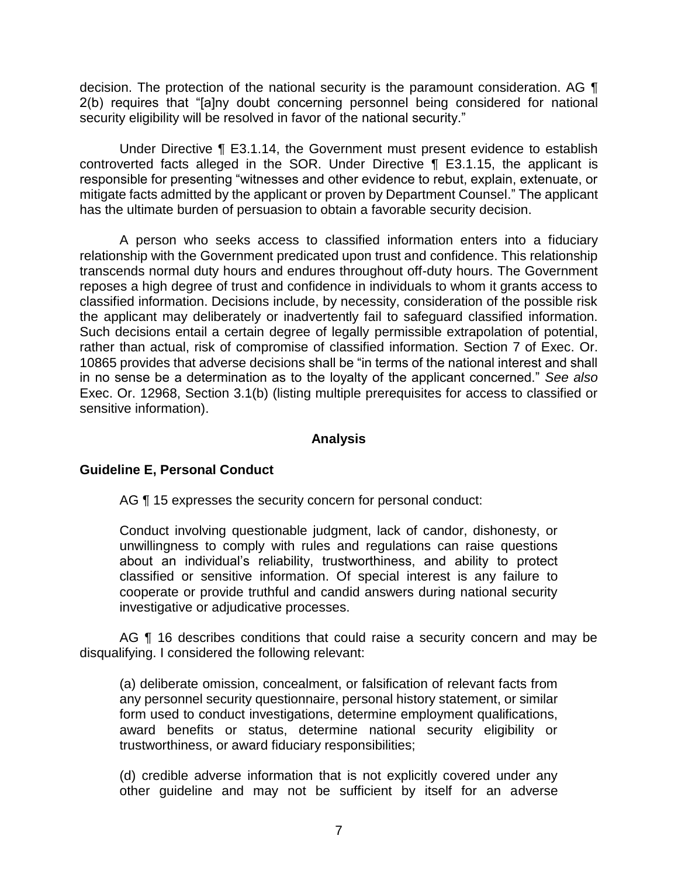decision. The protection of the national security is the paramount consideration. AG ¶ 2(b) requires that "[a]ny doubt concerning personnel being considered for national security eligibility will be resolved in favor of the national security."

Under Directive ¶ E3.1.14, the Government must present evidence to establish controverted facts alleged in the SOR. Under Directive ¶ E3.1.15, the applicant is responsible for presenting "witnesses and other evidence to rebut, explain, extenuate, or mitigate facts admitted by the applicant or proven by Department Counsel." The applicant has the ultimate burden of persuasion to obtain a favorable security decision.

A person who seeks access to classified information enters into a fiduciary relationship with the Government predicated upon trust and confidence. This relationship transcends normal duty hours and endures throughout off-duty hours. The Government reposes a high degree of trust and confidence in individuals to whom it grants access to classified information. Decisions include, by necessity, consideration of the possible risk the applicant may deliberately or inadvertently fail to safeguard classified information. Such decisions entail a certain degree of legally permissible extrapolation of potential, rather than actual, risk of compromise of classified information. Section 7 of Exec. Or. 10865 provides that adverse decisions shall be "in terms of the national interest and shall in no sense be a determination as to the loyalty of the applicant concerned." *See also* Exec. Or. 12968, Section 3.1(b) (listing multiple prerequisites for access to classified or sensitive information).

## Analysis

### Guideline E, Personal Conduct

AG ¶ 15 expresses the security concern for personal conduct:

> Conduct involving questionable judgment, lack of candor, dishonesty, or unwillingness to comply with rules and regulations can raise questions about an individual's reliability, trustworthiness, and ability to protect classified or sensitive information. Of special interest is any failure to cooperate or provide truthful and candid answers during national security investigative or adjudicative processes.

AG ¶ 16 describes conditions that could raise a security concern and may be disqualifying. I considered the following relevant:

> (a) deliberate omission, concealment, or falsification of relevant facts from any personnel security questionnaire, personal history statement, or similar form used to conduct investigations, determine employment qualifications, award benefits or status, determine national security eligibility or trustworthiness, or award fiduciary responsibilities;
>
> (d) credible adverse information that is not explicitly covered under any other guideline and may not be sufficient by itself for an adverse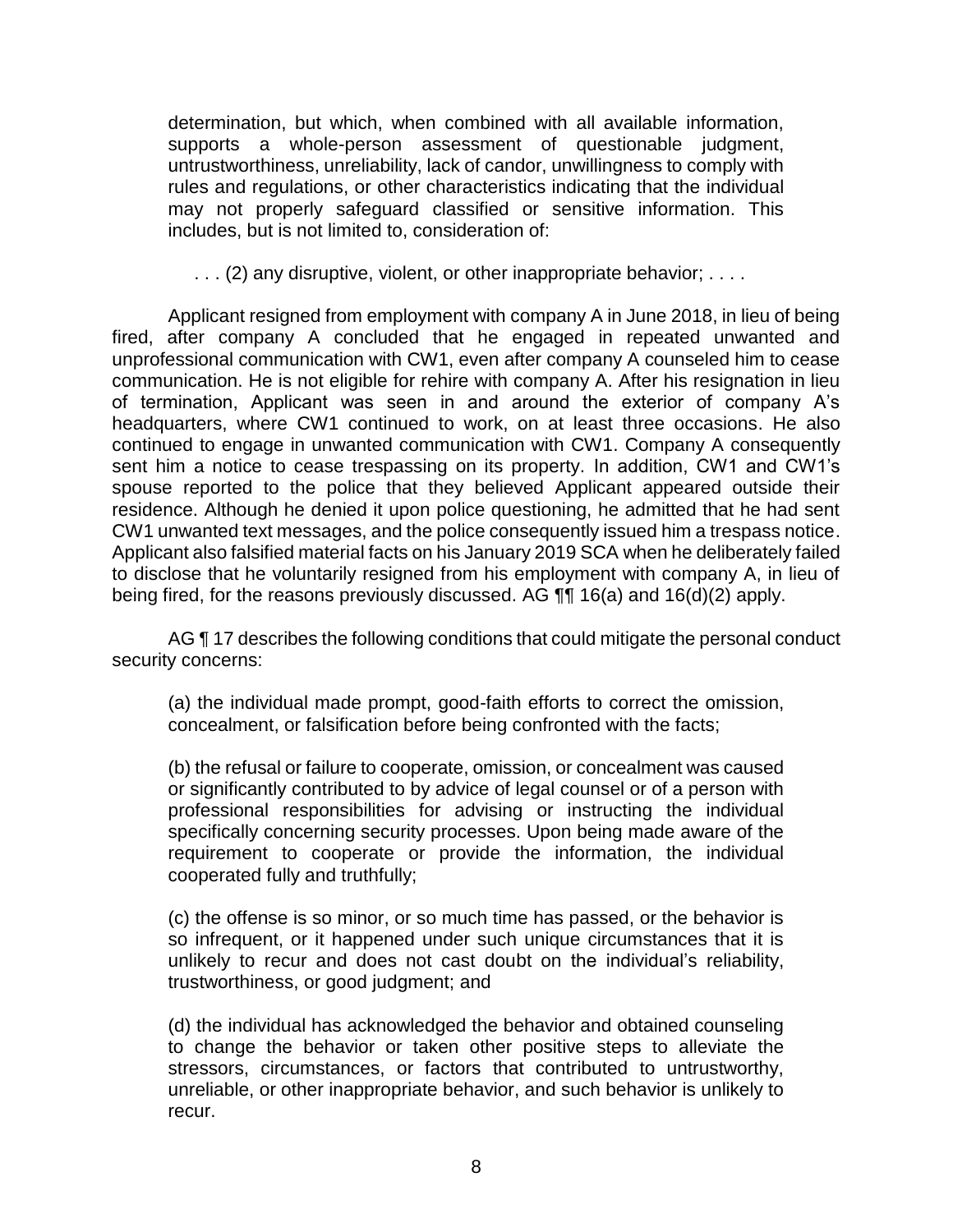determination, but which, when combined with all available information, supports a whole-person assessment of questionable judgment, untrustworthiness, unreliability, lack of candor, unwillingness to comply with rules and regulations, or other characteristics indicating that the individual may not properly safeguard classified or sensitive information. This includes, but is not limited to, consideration of:

> . . . (2) any disruptive, violent, or other inappropriate behavior; . . . .

Applicant resigned from employment with company A in June 2018, in lieu of being fired, after company A concluded that he engaged in repeated unwanted and unprofessional communication with CW1, even after company A counseled him to cease communication. He is not eligible for rehire with company A. After his resignation in lieu of termination, Applicant was seen in and around the exterior of company A's headquarters, where CW1 continued to work, on at least three occasions. He also continued to engage in unwanted communication with CW1. Company A consequently sent him a notice to cease trespassing on its property. In addition, CW1 and CW1's spouse reported to the police that they believed Applicant appeared outside their residence. Although he denied it upon police questioning, he admitted that he had sent CW1 unwanted text messages, and the police consequently issued him a trespass notice. Applicant also falsified material facts on his January 2019 SCA when he deliberately failed to disclose that he voluntarily resigned from his employment with company A, in lieu of being fired, for the reasons previously discussed. AG ¶¶ 16(a) and 16(d)(2) apply.

AG ¶ 17 describes the following conditions that could mitigate the personal conduct security concerns:

> (a) the individual made prompt, good-faith efforts to correct the omission, concealment, or falsification before being confronted with the facts;
>
> (b) the refusal or failure to cooperate, omission, or concealment was caused or significantly contributed to by advice of legal counsel or of a person with professional responsibilities for advising or instructing the individual specifically concerning security processes. Upon being made aware of the requirement to cooperate or provide the information, the individual cooperated fully and truthfully;
>
> (c) the offense is so minor, or so much time has passed, or the behavior is so infrequent, or it happened under such unique circumstances that it is unlikely to recur and does not cast doubt on the individual's reliability, trustworthiness, or good judgment; and
>
> (d) the individual has acknowledged the behavior and obtained counseling to change the behavior or taken other positive steps to alleviate the stressors, circumstances, or factors that contributed to untrustworthy, unreliable, or other inappropriate behavior, and such behavior is unlikely to recur.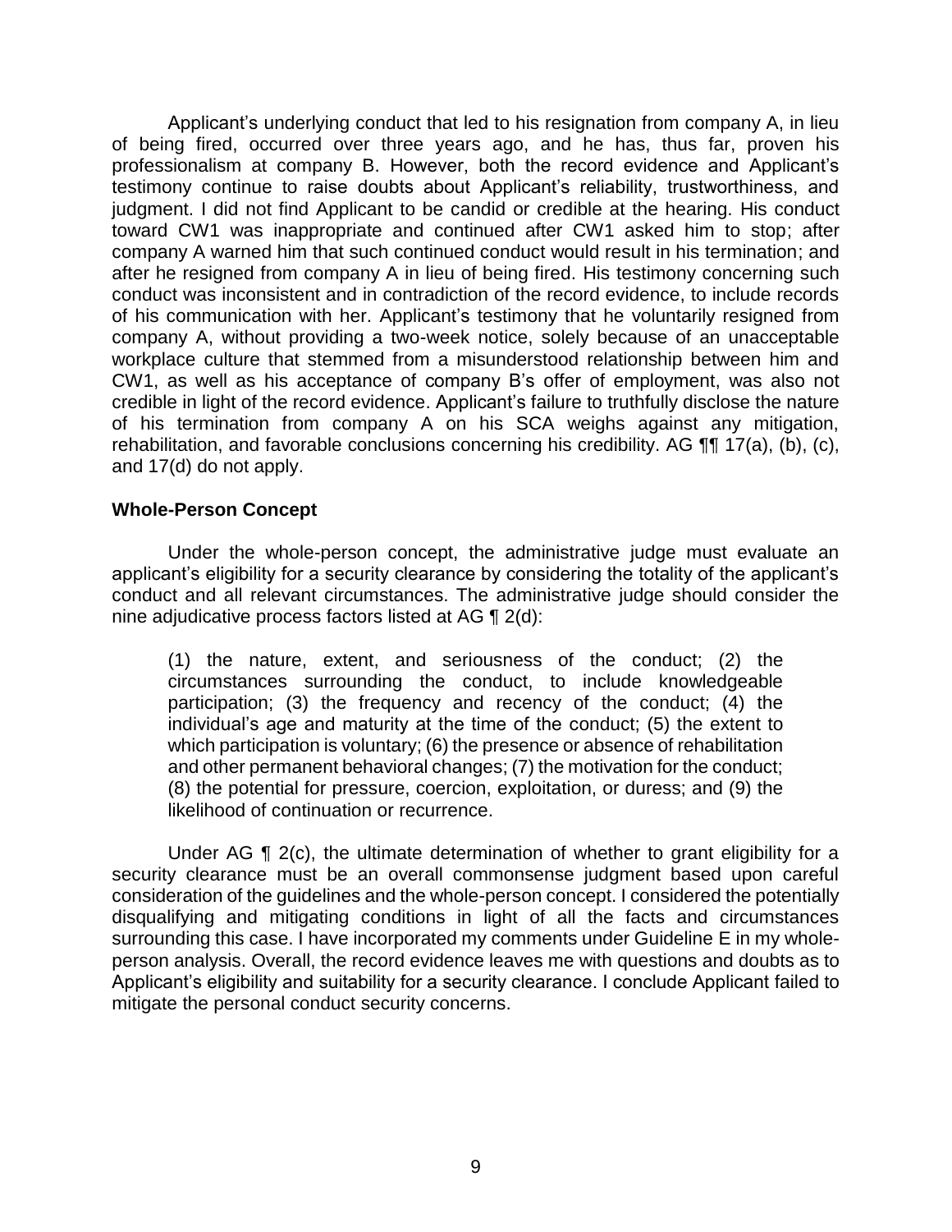Applicant's underlying conduct that led to his resignation from company A, in lieu of being fired, occurred over three years ago, and he has, thus far, proven his professionalism at company B. However, both the record evidence and Applicant's testimony continue to raise doubts about Applicant's reliability, trustworthiness, and judgment. I did not find Applicant to be candid or credible at the hearing. His conduct toward CW1 was inappropriate and continued after CW1 asked him to stop; after company A warned him that such continued conduct would result in his termination; and after he resigned from company A in lieu of being fired. His testimony concerning such conduct was inconsistent and in contradiction of the record evidence, to include records of his communication with her. Applicant's testimony that he voluntarily resigned from company A, without providing a two-week notice, solely because of an unacceptable workplace culture that stemmed from a misunderstood relationship between him and CW1, as well as his acceptance of company B's offer of employment, was also not credible in light of the record evidence. Applicant's failure to truthfully disclose the nature of his termination from company A on his SCA weighs against any mitigation, rehabilitation, and favorable conclusions concerning his credibility. AG ¶¶ 17(a), (b), (c), and 17(d) do not apply.

**Whole-Person Concept**

Under the whole-person concept, the administrative judge must evaluate an applicant's eligibility for a security clearance by considering the totality of the applicant's conduct and all relevant circumstances. The administrative judge should consider the nine adjudicative process factors listed at AG ¶ 2(d):

> (1) the nature, extent, and seriousness of the conduct; (2) the circumstances surrounding the conduct, to include knowledgeable participation; (3) the frequency and recency of the conduct; (4) the individual's age and maturity at the time of the conduct; (5) the extent to which participation is voluntary; (6) the presence or absence of rehabilitation and other permanent behavioral changes; (7) the motivation for the conduct; (8) the potential for pressure, coercion, exploitation, or duress; and (9) the likelihood of continuation or recurrence.

Under AG ¶ 2(c), the ultimate determination of whether to grant eligibility for a security clearance must be an overall commonsense judgment based upon careful consideration of the guidelines and the whole-person concept. I considered the potentially disqualifying and mitigating conditions in light of all the facts and circumstances surrounding this case. I have incorporated my comments under Guideline E in my whole-person analysis. Overall, the record evidence leaves me with questions and doubts as to Applicant's eligibility and suitability for a security clearance. I conclude Applicant failed to mitigate the personal conduct security concerns.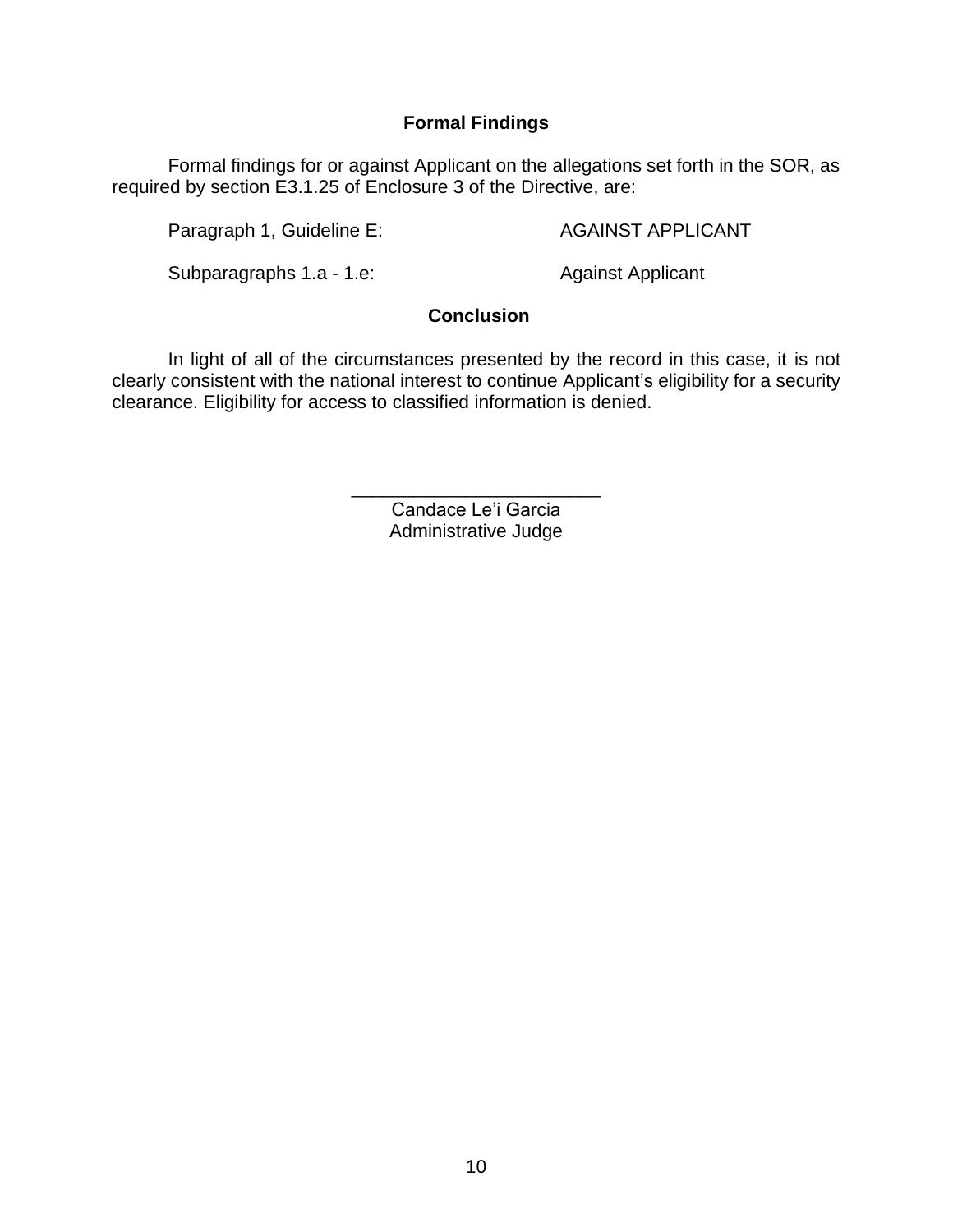## Formal Findings

Formal findings for or against Applicant on the allegations set forth in the SOR, as required by section E3.1.25 of Enclosure 3 of the Directive, are:

| | |
|---|---|
| Paragraph 1, Guideline E: | AGAINST APPLICANT |
| Subparagraphs 1.a - 1.e: | Against Applicant |

## Conclusion

In light of all of the circumstances presented by the record in this case, it is not clearly consistent with the national interest to continue Applicant's eligibility for a security clearance. Eligibility for access to classified information is denied.

________________________
Candace Le'i Garcia
Administrative Judge